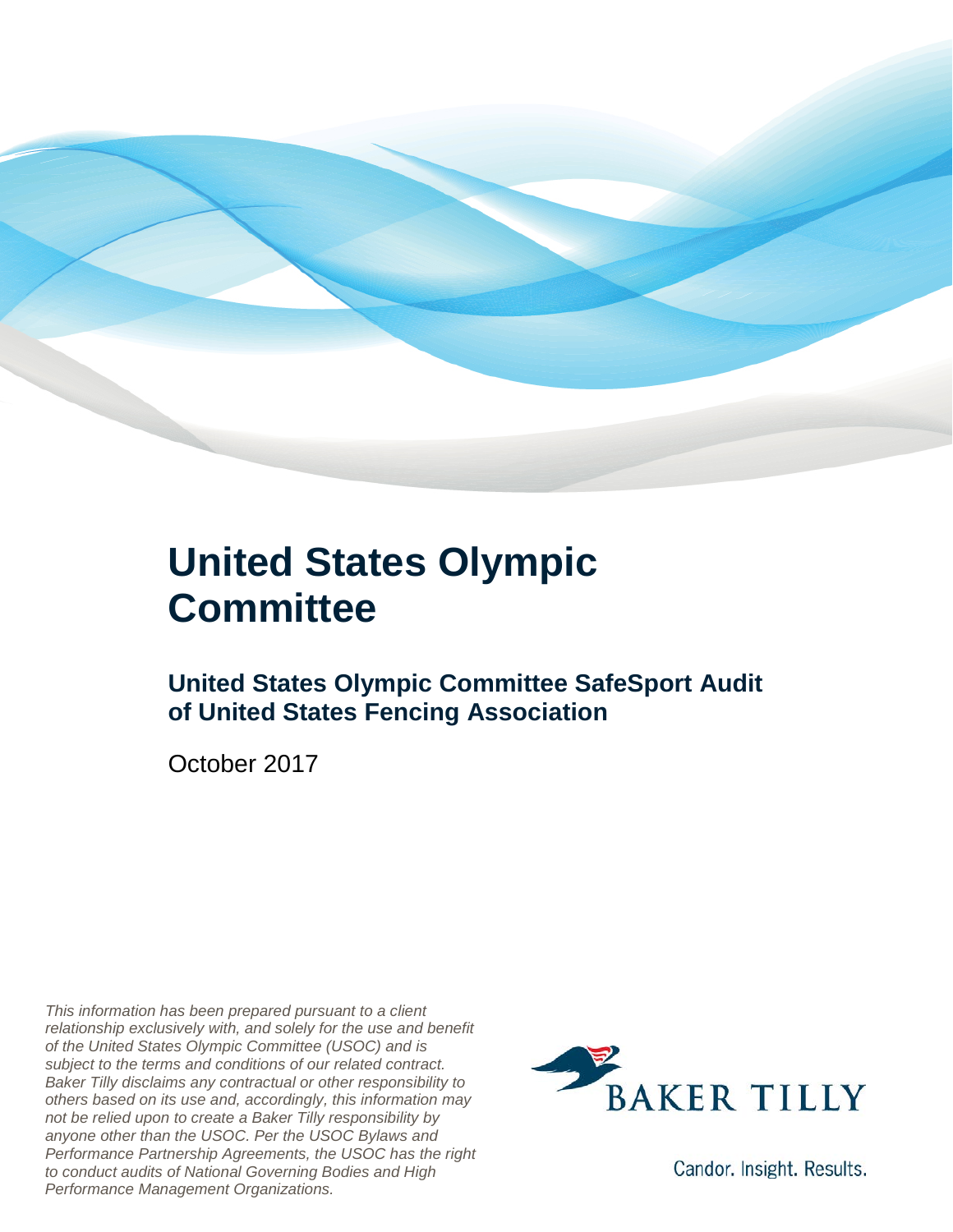# United States Olympic Committee

## United States Olympic Committee SafeSport Audit of United States Fencing Association

October 2017

*This information has been prepared pursuant to a client relationship exclusively with, and solely for the use and benefit of the United States Olympic Committee (USOC) and is subject to the terms and conditions of our related contract. Baker Tilly disclaims any contractual or other responsibility to others based on its use and, accordingly, this information may not be relied upon to create a Baker Tilly responsibility by anyone other than the USOC. Per the USOC Bylaws and Performance Partnership Agreements, the USOC has the right to conduct audits of National Governing Bodies and High Performance Management Organizations.*

BAKER TILLY

Candor. Insight. Results.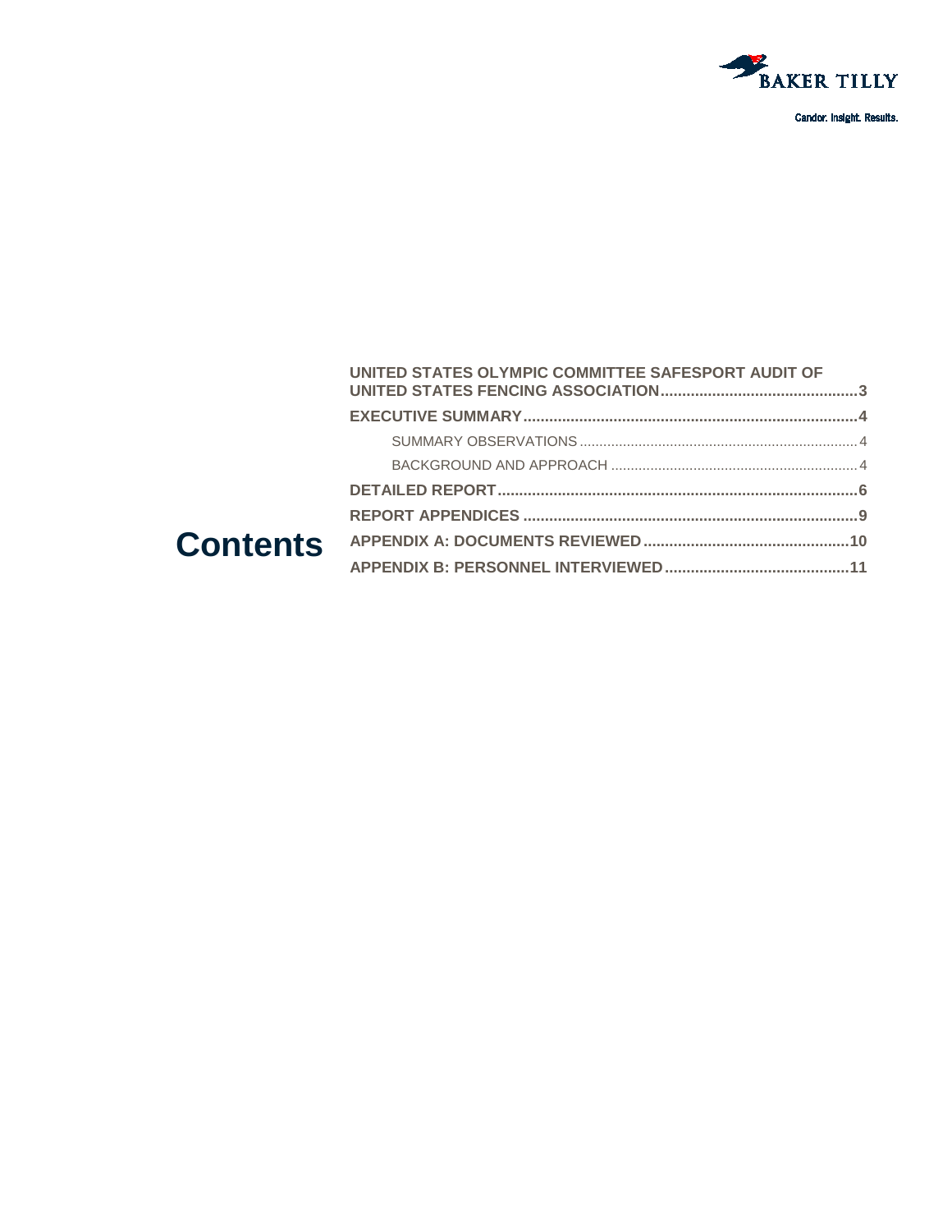# Contents

- **UNITED STATES OLYMPIC COMMITTEE SAFESPORT AUDIT OF UNITED STATES FENCING ASSOCIATION** .......... 3
- **EXECUTIVE SUMMARY** .......... 4
  - SUMMARY OBSERVATIONS .......... 4
  - BACKGROUND AND APPROACH .......... 4
- **DETAILED REPORT** .......... 6
- **REPORT APPENDICES** .......... 9
- **APPENDIX A: DOCUMENTS REVIEWED** .......... 10
- **APPENDIX B: PERSONNEL INTERVIEWED** .......... 11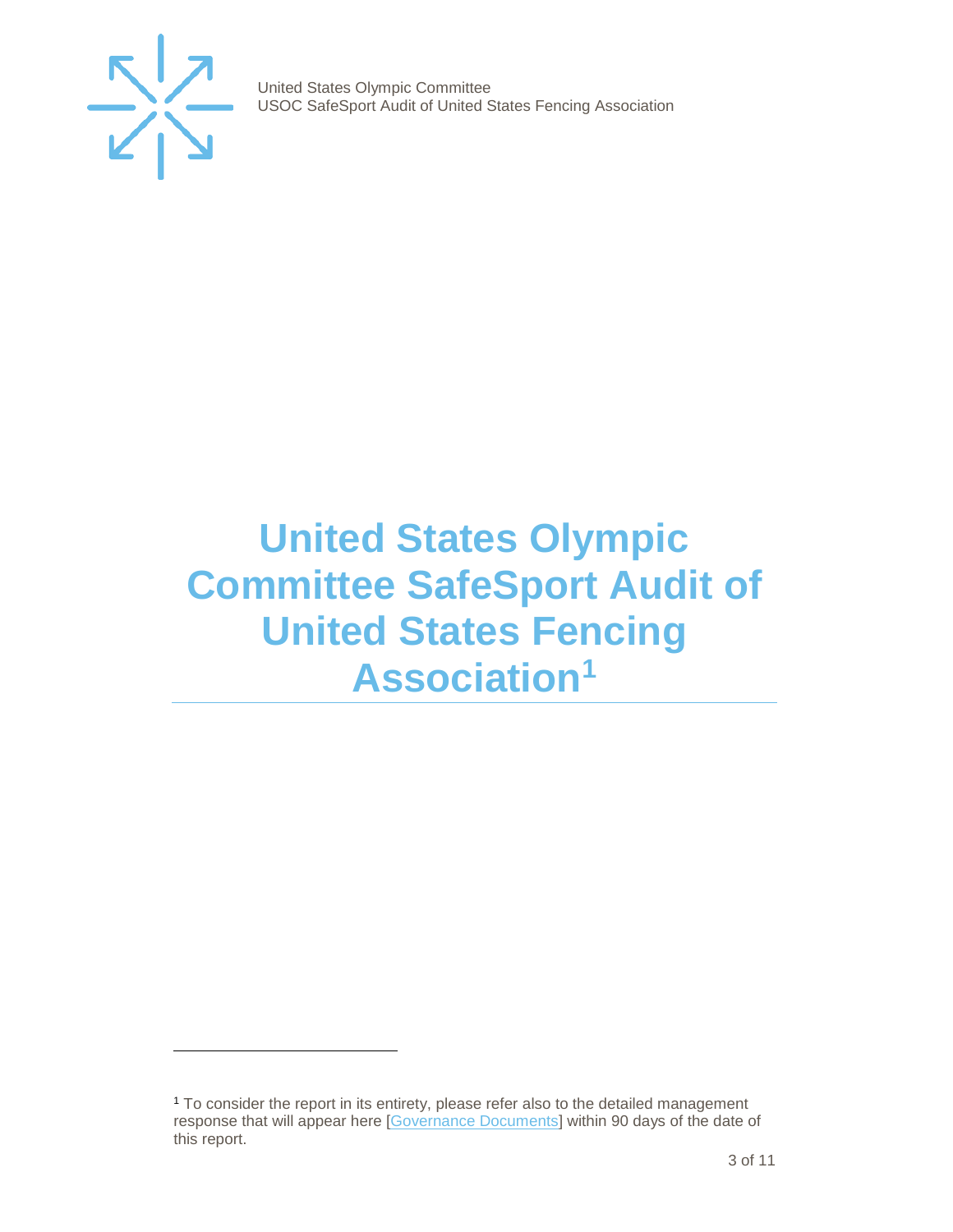# United States Olympic Committee SafeSport Audit of United States Fencing Association[1]

---

[1] To consider the report in its entirety, please refer also to the detailed management response that will appear here [Governance Documents] within 90 days of the date of this report.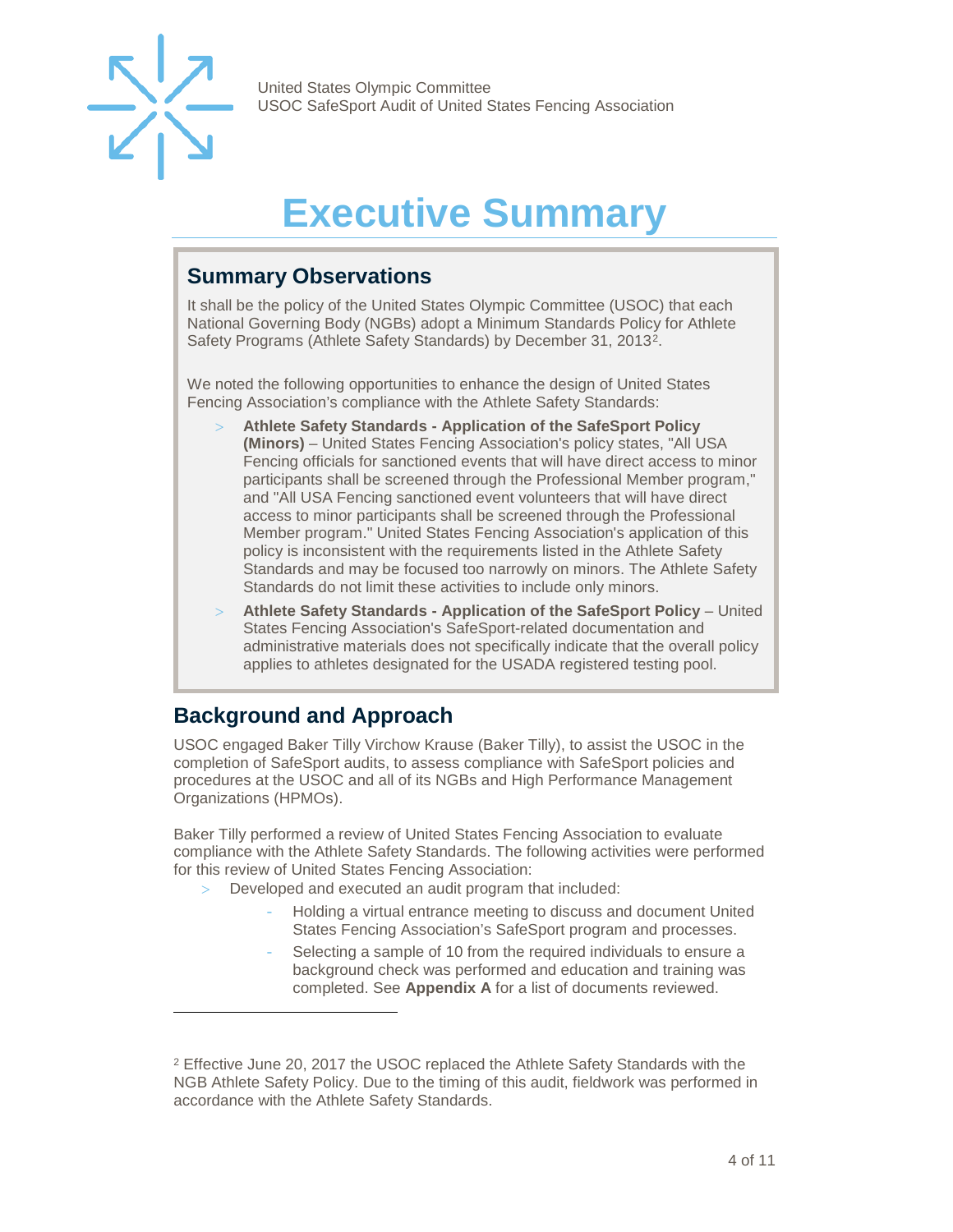# Executive Summary

## Summary Observations

It shall be the policy of the United States Olympic Committee (USOC) that each National Governing Body (NGBs) adopt a Minimum Standards Policy for Athlete Safety Programs (Athlete Safety Standards) by December 31, 2013[2].

We noted the following opportunities to enhance the design of United States Fencing Association's compliance with the Athlete Safety Standards:

- **Athlete Safety Standards - Application of the SafeSport Policy (Minors)** – United States Fencing Association's policy states, "All USA Fencing officials for sanctioned events that will have direct access to minor participants shall be screened through the Professional Member program," and "All USA Fencing sanctioned event volunteers that will have direct access to minor participants shall be screened through the Professional Member program." United States Fencing Association's application of this policy is inconsistent with the requirements listed in the Athlete Safety Standards and may be focused too narrowly on minors. The Athlete Safety Standards do not limit these activities to include only minors.
- **Athlete Safety Standards - Application of the SafeSport Policy** – United States Fencing Association's SafeSport-related documentation and administrative materials does not specifically indicate that the overall policy applies to athletes designated for the USADA registered testing pool.

## Background and Approach

USOC engaged Baker Tilly Virchow Krause (Baker Tilly), to assist the USOC in the completion of SafeSport audits, to assess compliance with SafeSport policies and procedures at the USOC and all of its NGBs and High Performance Management Organizations (HPMOs).

Baker Tilly performed a review of United States Fencing Association to evaluate compliance with the Athlete Safety Standards. The following activities were performed for this review of United States Fencing Association:

- Developed and executed an audit program that included:
  - Holding a virtual entrance meeting to discuss and document United States Fencing Association's SafeSport program and processes.
  - Selecting a sample of 10 from the required individuals to ensure a background check was performed and education and training was completed. See **Appendix A** for a list of documents reviewed.

---

[2] Effective June 20, 2017 the USOC replaced the Athlete Safety Standards with the NGB Athlete Safety Policy. Due to the timing of this audit, fieldwork was performed in accordance with the Athlete Safety Standards.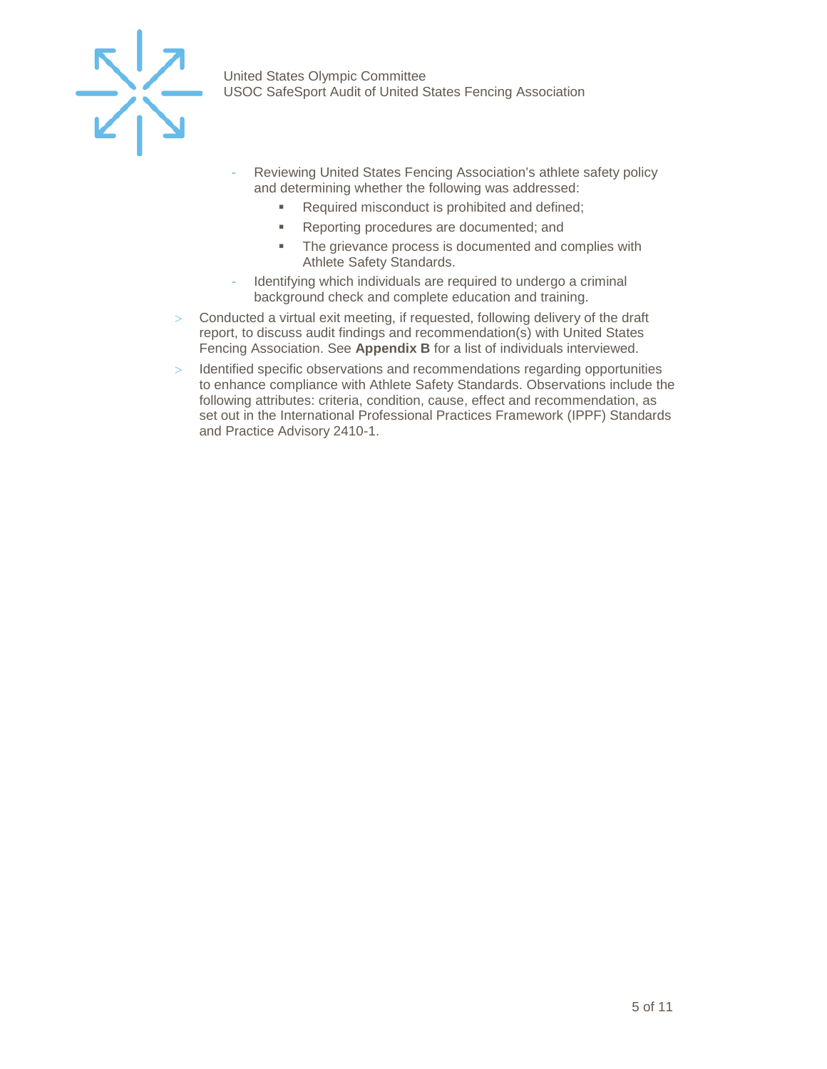- Reviewing United States Fencing Association's athlete safety policy and determining whether the following was addressed:
    - Required misconduct is prohibited and defined;
    - Reporting procedures are documented; and
    - The grievance process is documented and complies with Athlete Safety Standards.
- Identifying which individuals are required to undergo a criminal background check and complete education and training.

> Conducted a virtual exit meeting, if requested, following delivery of the draft report, to discuss audit findings and recommendation(s) with United States Fencing Association. See **Appendix B** for a list of individuals interviewed.

> Identified specific observations and recommendations regarding opportunities to enhance compliance with Athlete Safety Standards. Observations include the following attributes: criteria, condition, cause, effect and recommendation, as set out in the International Professional Practices Framework (IPPF) Standards and Practice Advisory 2410-1.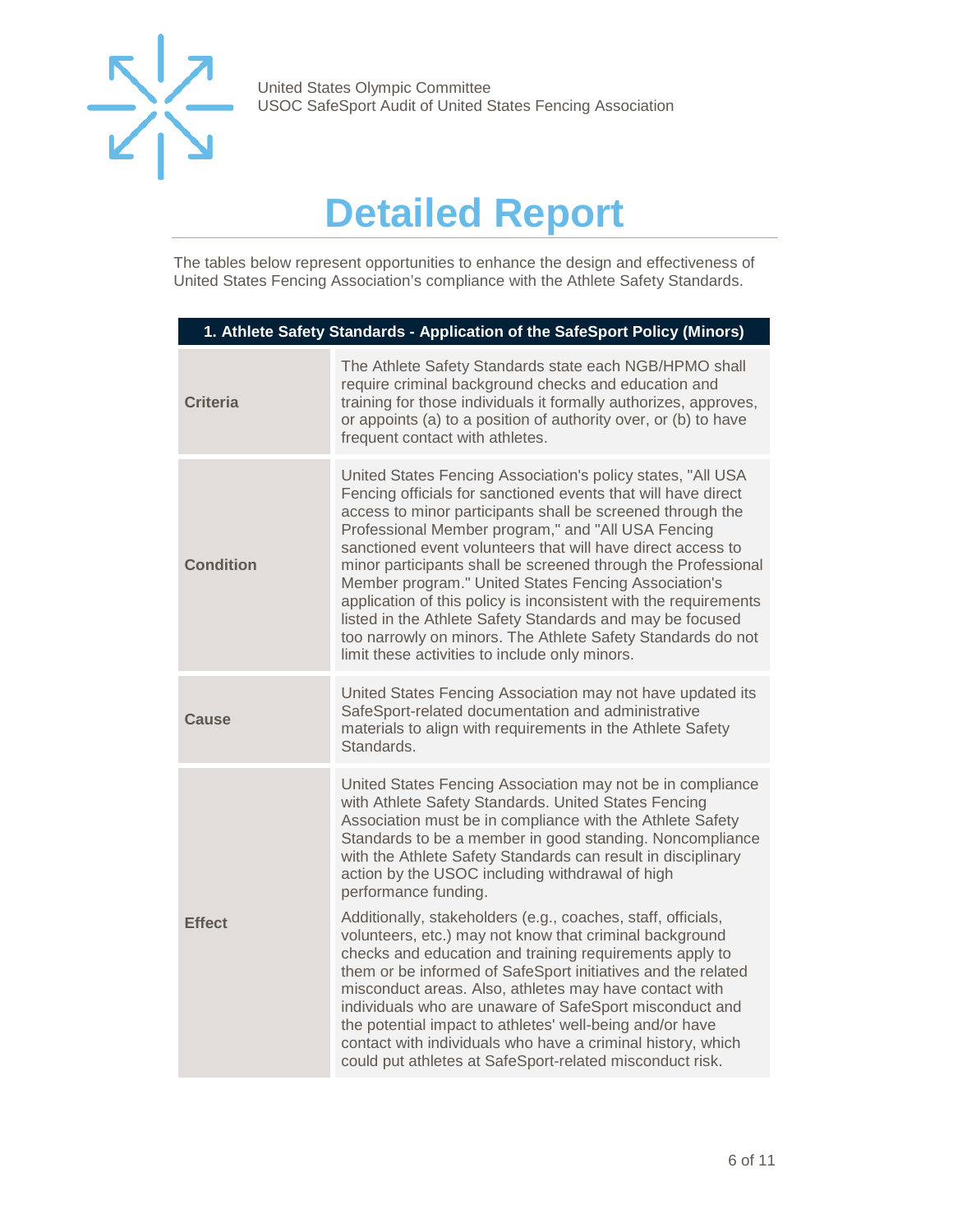# Detailed Report

The tables below represent opportunities to enhance the design and effectiveness of United States Fencing Association's compliance with the Athlete Safety Standards.

| 1. Athlete Safety Standards - Application of the SafeSport Policy (Minors) | |
|---|---|
| **Criteria** | The Athlete Safety Standards state each NGB/HPMO shall require criminal background checks and education and training for those individuals it formally authorizes, approves, or appoints (a) to a position of authority over, or (b) to have frequent contact with athletes. |
| **Condition** | United States Fencing Association's policy states, "All USA Fencing officials for sanctioned events that will have direct access to minor participants shall be screened through the Professional Member program," and "All USA Fencing sanctioned event volunteers that will have direct access to minor participants shall be screened through the Professional Member program." United States Fencing Association's application of this policy is inconsistent with the requirements listed in the Athlete Safety Standards and may be focused too narrowly on minors. The Athlete Safety Standards do not limit these activities to include only minors. |
| **Cause** | United States Fencing Association may not have updated its SafeSport-related documentation and administrative materials to align with requirements in the Athlete Safety Standards. |
| **Effect** | United States Fencing Association may not be in compliance with Athlete Safety Standards. United States Fencing Association must be in compliance with the Athlete Safety Standards to be a member in good standing. Noncompliance with the Athlete Safety Standards can result in disciplinary action by the USOC including withdrawal of high performance funding.<br><br>Additionally, stakeholders (e.g., coaches, staff, officials, volunteers, etc.) may not know that criminal background checks and education and training requirements apply to them or be informed of SafeSport initiatives and the related misconduct areas. Also, athletes may have contact with individuals who are unaware of SafeSport misconduct and the potential impact to athletes' well-being and/or have contact with individuals who have a criminal history, which could put athletes at SafeSport-related misconduct risk. |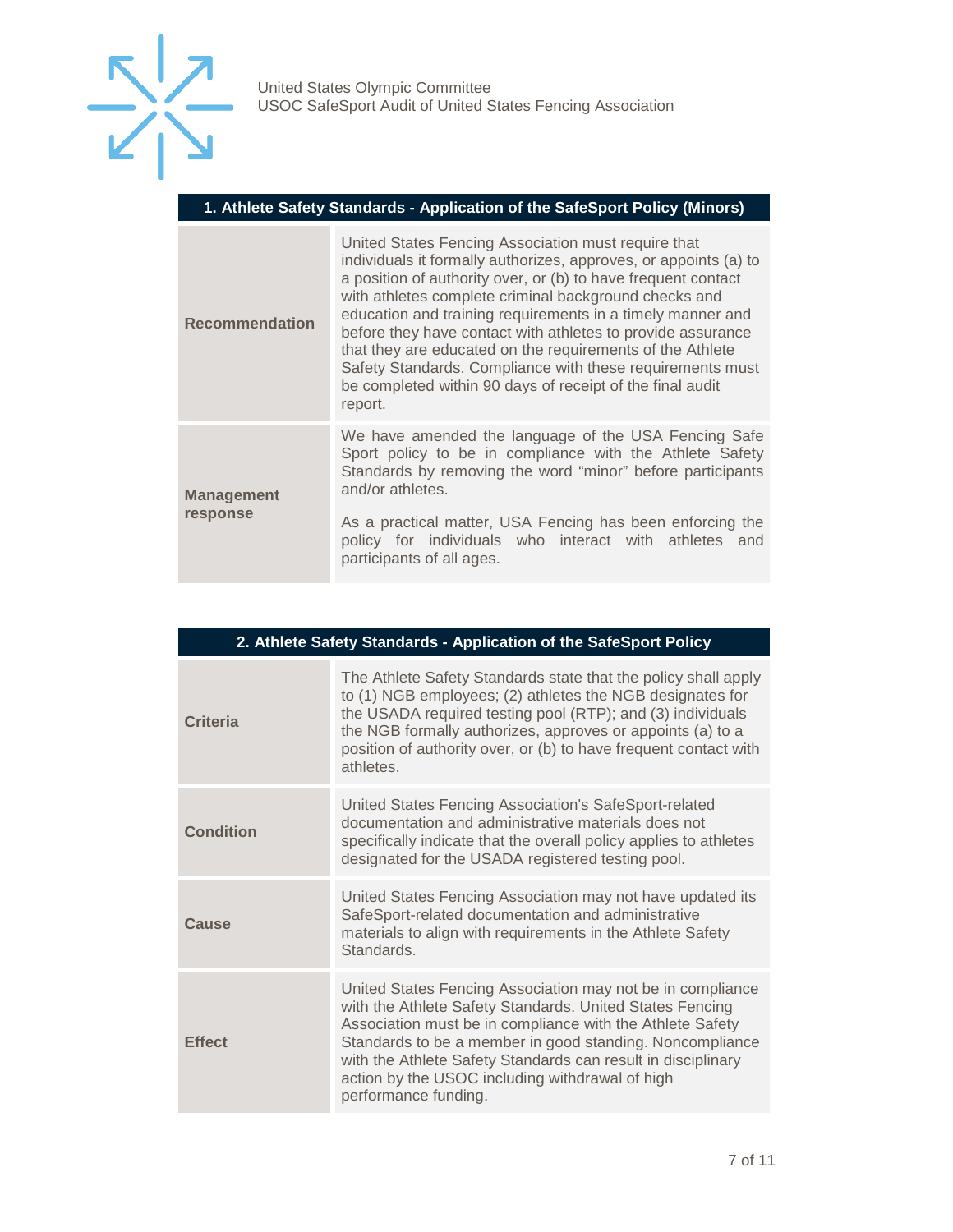| 1. Athlete Safety Standards - Application of the SafeSport Policy (Minors) | |
|---|---|
| **Recommendation** | United States Fencing Association must require that individuals it formally authorizes, approves, or appoints (a) to a position of authority over, or (b) to have frequent contact with athletes complete criminal background checks and education and training requirements in a timely manner and before they have contact with athletes to provide assurance that they are educated on the requirements of the Athlete Safety Standards. Compliance with these requirements must be completed within 90 days of receipt of the final audit report. |
| **Management response** | We have amended the language of the USA Fencing Safe Sport policy to be in compliance with the Athlete Safety Standards by removing the word “minor” before participants and/or athletes.<br><br>As a practical matter, USA Fencing has been enforcing the policy for individuals who interact with athletes and participants of all ages. |

| 2. Athlete Safety Standards - Application of the SafeSport Policy | |
|---|---|
| **Criteria** | The Athlete Safety Standards state that the policy shall apply to (1) NGB employees; (2) athletes the NGB designates for the USADA required testing pool (RTP); and (3) individuals the NGB formally authorizes, approves or appoints (a) to a position of authority over, or (b) to have frequent contact with athletes. |
| **Condition** | United States Fencing Association's SafeSport-related documentation and administrative materials does not specifically indicate that the overall policy applies to athletes designated for the USADA registered testing pool. |
| **Cause** | United States Fencing Association may not have updated its SafeSport-related documentation and administrative materials to align with requirements in the Athlete Safety Standards. |
| **Effect** | United States Fencing Association may not be in compliance with the Athlete Safety Standards. United States Fencing Association must be in compliance with the Athlete Safety Standards to be a member in good standing. Noncompliance with the Athlete Safety Standards can result in disciplinary action by the USOC including withdrawal of high performance funding. |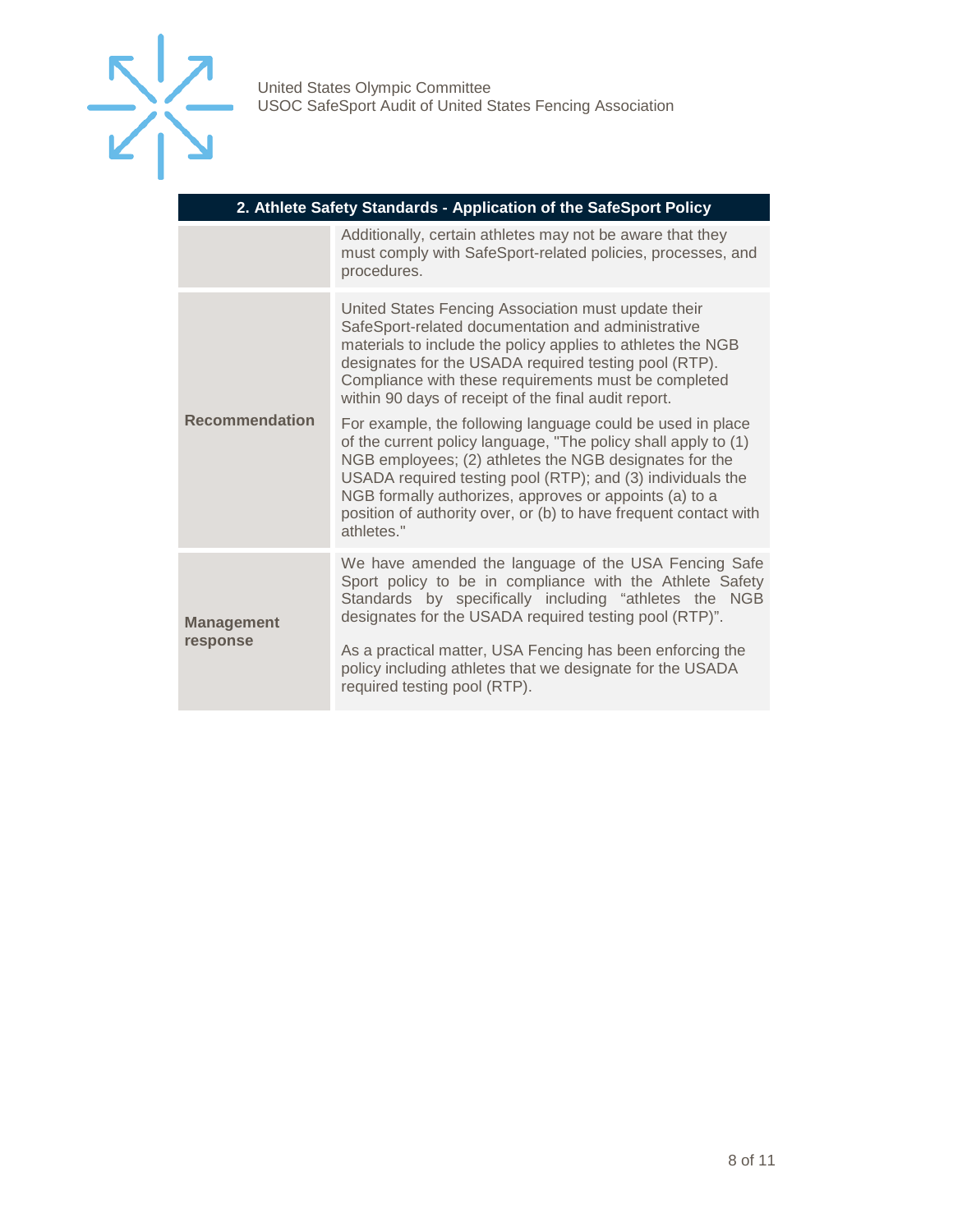| 2. Athlete Safety Standards - Application of the SafeSport Policy | |
|---|---|
| | Additionally, certain athletes may not be aware that they must comply with SafeSport-related policies, processes, and procedures. |
| **Recommendation** | United States Fencing Association must update their SafeSport-related documentation and administrative materials to include the policy applies to athletes the NGB designates for the USADA required testing pool (RTP). Compliance with these requirements must be completed within 90 days of receipt of the final audit report.<br><br>For example, the following language could be used in place of the current policy language, "The policy shall apply to (1) NGB employees; (2) athletes the NGB designates for the USADA required testing pool (RTP); and (3) individuals the NGB formally authorizes, approves or appoints (a) to a position of authority over, or (b) to have frequent contact with athletes." |
| **Management response** | We have amended the language of the USA Fencing Safe Sport policy to be in compliance with the Athlete Safety Standards by specifically including "athletes the NGB designates for the USADA required testing pool (RTP)".<br><br>As a practical matter, USA Fencing has been enforcing the policy including athletes that we designate for the USADA required testing pool (RTP). |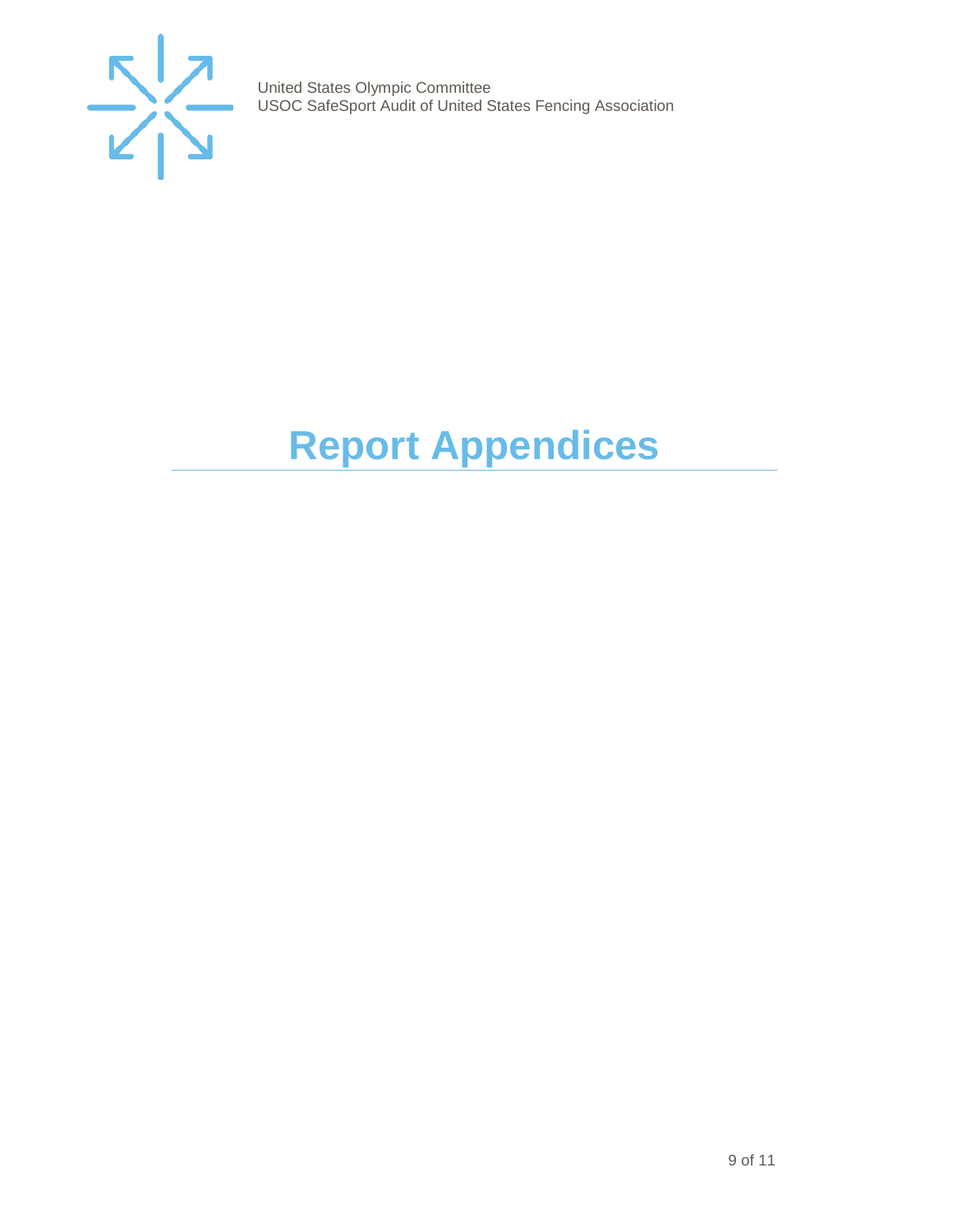# Report Appendices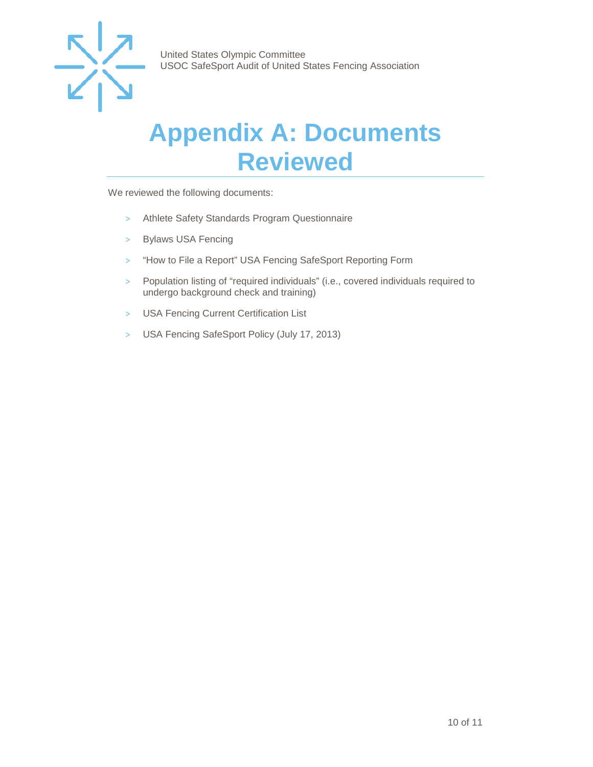# Appendix A: Documents Reviewed

We reviewed the following documents:

- Athlete Safety Standards Program Questionnaire
- Bylaws USA Fencing
- "How to File a Report" USA Fencing SafeSport Reporting Form
- Population listing of "required individuals" (i.e., covered individuals required to undergo background check and training)
- USA Fencing Current Certification List
- USA Fencing SafeSport Policy (July 17, 2013)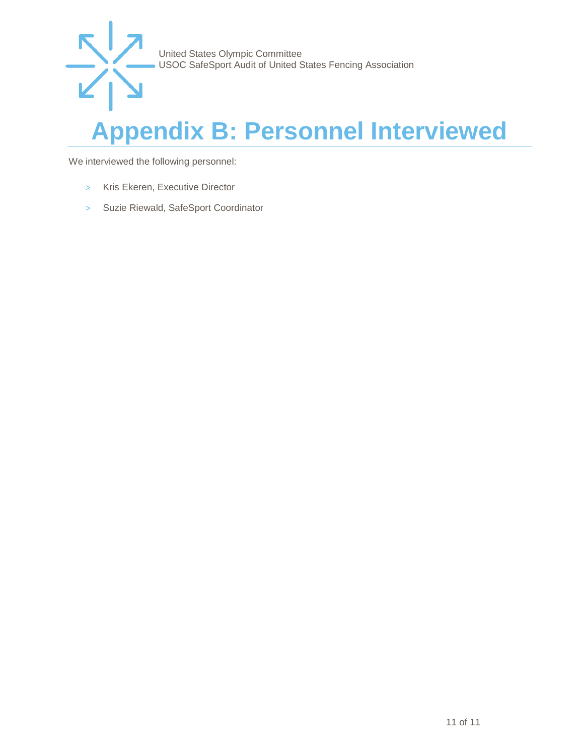# Appendix B: Personnel Interviewed

We interviewed the following personnel:

- Kris Ekeren, Executive Director
- Suzie Riewald, SafeSport Coordinator